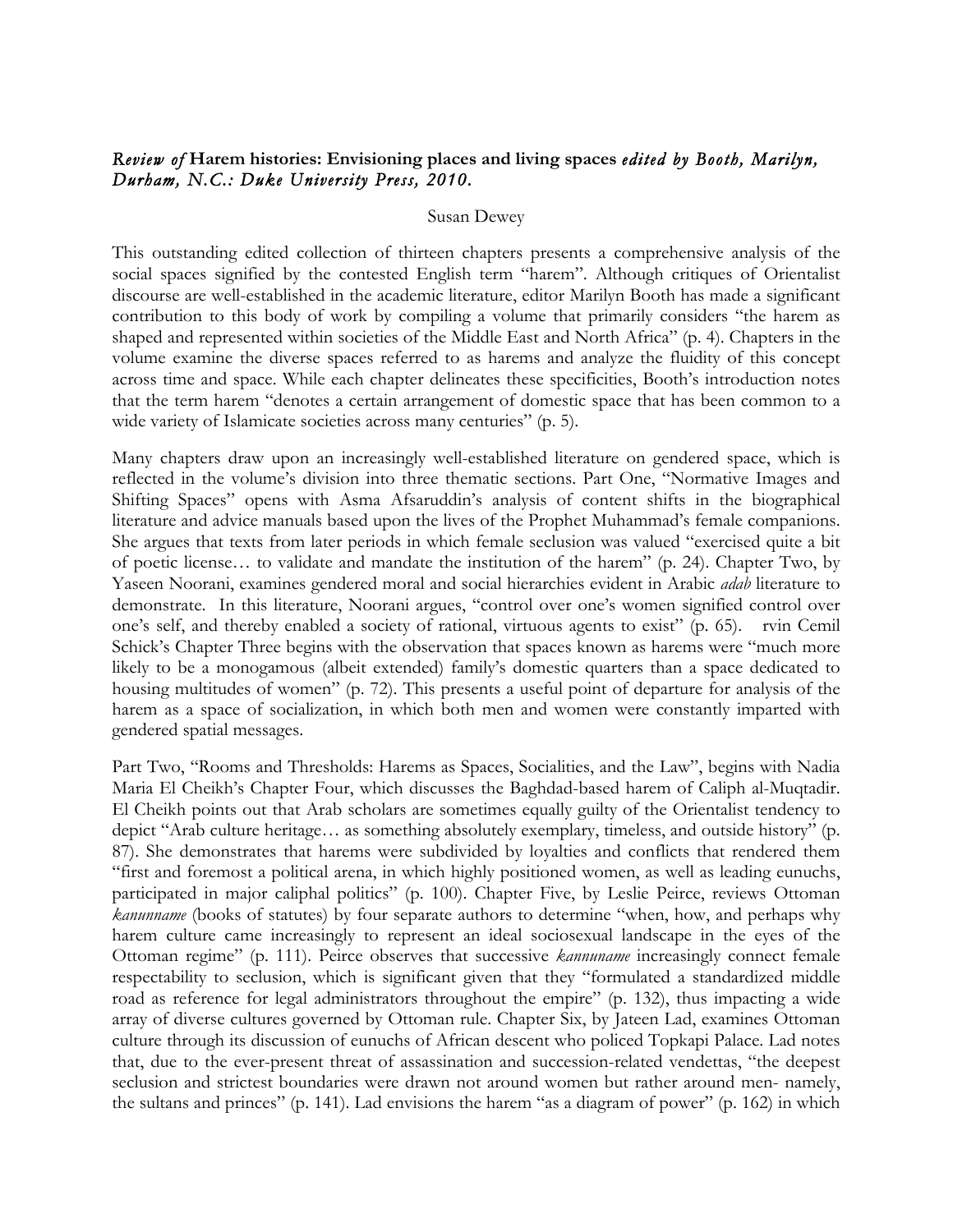*Review of* **Harem histories: Envisioning places and living spaces** *edited by Booth, Marilyn, Durham, N.C.: Duke University Press, 2010.*

Susan Dewey

This outstanding edited collection of thirteen chapters presents a comprehensive analysis of the social spaces signified by the contested English term "harem". Although critiques of Orientalist discourse are well-established in the academic literature, editor Marilyn Booth has made a significant contribution to this body of work by compiling a volume that primarily considers "the harem as shaped and represented within societies of the Middle East and North Africa" (p. 4). Chapters in the volume examine the diverse spaces referred to as harems and analyze the fluidity of this concept across time and space. While each chapter delineates these specificities, Booth's introduction notes that the term harem "denotes a certain arrangement of domestic space that has been common to a wide variety of Islamicate societies across many centuries" (p. 5).

Many chapters draw upon an increasingly well-established literature on gendered space, which is reflected in the volume's division into three thematic sections. Part One, "Normative Images and Shifting Spaces" opens with Asma Afsaruddin's analysis of content shifts in the biographical literature and advice manuals based upon the lives of the Prophet Muhammad's female companions. She argues that texts from later periods in which female seclusion was valued "exercised quite a bit of poetic license… to validate and mandate the institution of the harem" (p. 24). Chapter Two, by Yaseen Noorani, examines gendered moral and social hierarchies evident in Arabic *adab* literature to demonstrate. In this literature, Noorani argues, "control over one's women signified control over one's self, and thereby enabled a society of rational, virtuous agents to exist" (p. 65). rvin Cemil Schick's Chapter Three begins with the observation that spaces known as harems were "much more likely to be a monogamous (albeit extended) family's domestic quarters than a space dedicated to housing multitudes of women" (p. 72). This presents a useful point of departure for analysis of the harem as a space of socialization, in which both men and women were constantly imparted with gendered spatial messages.

Part Two, "Rooms and Thresholds: Harems as Spaces, Socialities, and the Law", begins with Nadia Maria El Cheikh's Chapter Four, which discusses the Baghdad-based harem of Caliph al-Muqtadir. El Cheikh points out that Arab scholars are sometimes equally guilty of the Orientalist tendency to depict "Arab culture heritage… as something absolutely exemplary, timeless, and outside history" (p. 87). She demonstrates that harems were subdivided by loyalties and conflicts that rendered them "first and foremost a political arena, in which highly positioned women, as well as leading eunuchs, participated in major caliphal politics" (p. 100). Chapter Five, by Leslie Peirce, reviews Ottoman *kanunname* (books of statutes) by four separate authors to determine "when, how, and perhaps why harem culture came increasingly to represent an ideal sociosexual landscape in the eyes of the Ottoman regime" (p. 111). Peirce observes that successive *kannuname* increasingly connect female respectability to seclusion, which is significant given that they "formulated a standardized middle road as reference for legal administrators throughout the empire" (p. 132), thus impacting a wide array of diverse cultures governed by Ottoman rule. Chapter Six, by Jateen Lad, examines Ottoman culture through its discussion of eunuchs of African descent who policed Topkapi Palace. Lad notes that, due to the ever-present threat of assassination and succession-related vendettas, "the deepest seclusion and strictest boundaries were drawn not around women but rather around men- namely, the sultans and princes" (p. 141). Lad envisions the harem "as a diagram of power" (p. 162) in which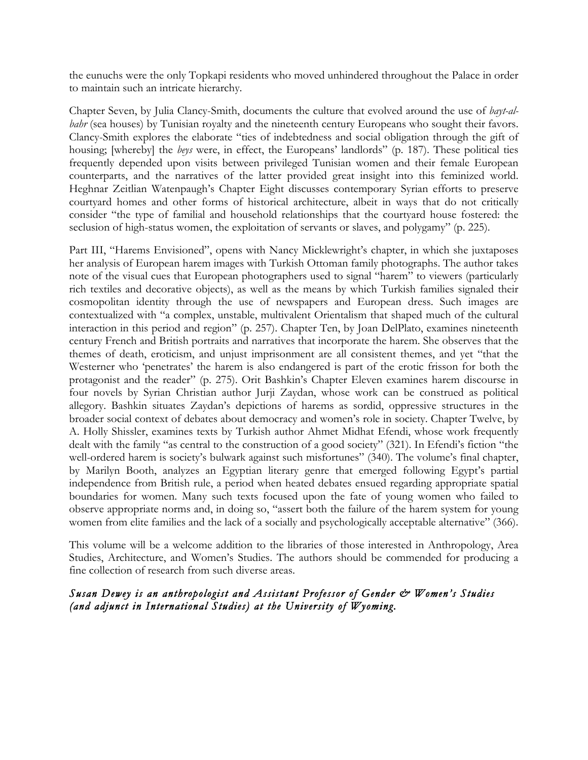the eunuchs were the only Topkapi residents who moved unhindered throughout the Palace in order to maintain such an intricate hierarchy.

Chapter Seven, by Julia Clancy-Smith, documents the culture that evolved around the use of *bayt-al-bahr* (sea houses) by Tunisian royalty and the nineteenth century Europeans who sought their favors. Clancy-Smith explores the elaborate "ties of indebtedness and social obligation through the gift of housing; [whereby] the *beys* were, in effect, the Europeans' landlords" (p. 187). These political ties frequently depended upon visits between privileged Tunisian women and their female European counterparts, and the narratives of the latter provided great insight into this feminized world. Heghnar Zeitlian Watenpaugh's Chapter Eight discusses contemporary Syrian efforts to preserve courtyard homes and other forms of historical architecture, albeit in ways that do not critically consider "the type of familial and household relationships that the courtyard house fostered: the seclusion of high-status women, the exploitation of servants or slaves, and polygamy" (p. 225).

Part III, "Harems Envisioned", opens with Nancy Micklewright's chapter, in which she juxtaposes her analysis of European harem images with Turkish Ottoman family photographs. The author takes note of the visual cues that European photographers used to signal "harem" to viewers (particularly rich textiles and decorative objects), as well as the means by which Turkish families signaled their cosmopolitan identity through the use of newspapers and European dress. Such images are contextualized with "a complex, unstable, multivalent Orientalism that shaped much of the cultural interaction in this period and region" (p. 257). Chapter Ten, by Joan DelPlato, examines nineteenth century French and British portraits and narratives that incorporate the harem. She observes that the themes of death, eroticism, and unjust imprisonment are all consistent themes, and yet "that the Westerner who 'penetrates' the harem is also endangered is part of the erotic frisson for both the protagonist and the reader" (p. 275). Orit Bashkin's Chapter Eleven examines harem discourse in four novels by Syrian Christian author Jurji Zaydan, whose work can be construed as political allegory. Bashkin situates Zaydan's depictions of harems as sordid, oppressive structures in the broader social context of debates about democracy and women's role in society. Chapter Twelve, by A. Holly Shissler, examines texts by Turkish author Ahmet Midhat Efendi, whose work frequently dealt with the family "as central to the construction of a good society" (321). In Efendi's fiction "the well-ordered harem is society's bulwark against such misfortunes" (340). The volume's final chapter, by Marilyn Booth, analyzes an Egyptian literary genre that emerged following Egypt's partial independence from British rule, a period when heated debates ensued regarding appropriate spatial boundaries for women. Many such texts focused upon the fate of young women who failed to observe appropriate norms and, in doing so, "assert both the failure of the harem system for young women from elite families and the lack of a socially and psychologically acceptable alternative" (366).

This volume will be a welcome addition to the libraries of those interested in Anthropology, Area Studies, Architecture, and Women's Studies. The authors should be commended for producing a fine collection of research from such diverse areas.

***Susan Dewey is an anthropologist and Assistant Professor of Gender & Women's Studies (and adjunct in International Studies) at the University of Wyoming.***